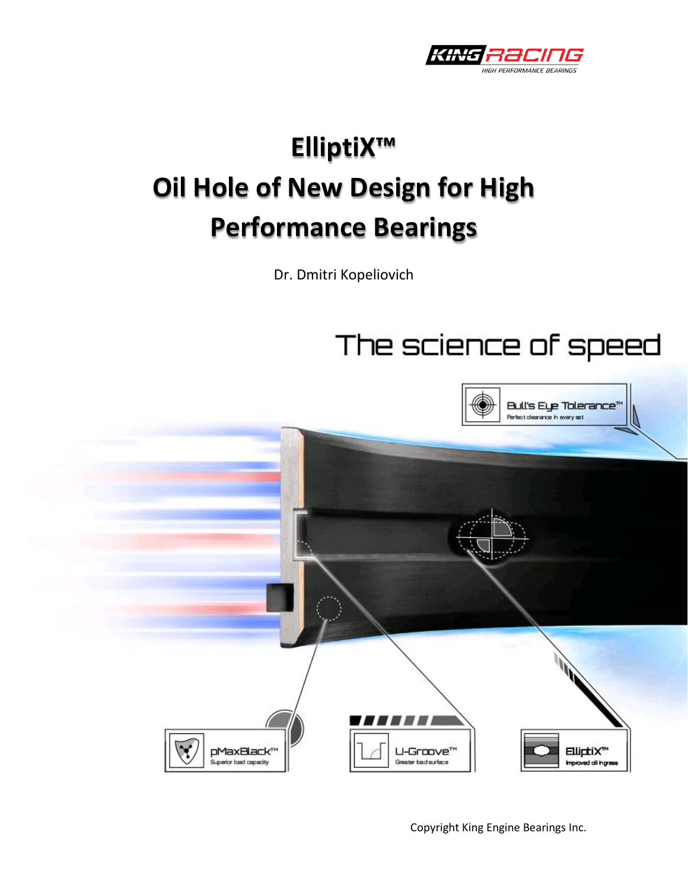# ElliptiX™ Oil Hole of New Design for High Performance Bearings

Dr. Dmitri Kopeliovich

Copyright King Engine Bearings Inc.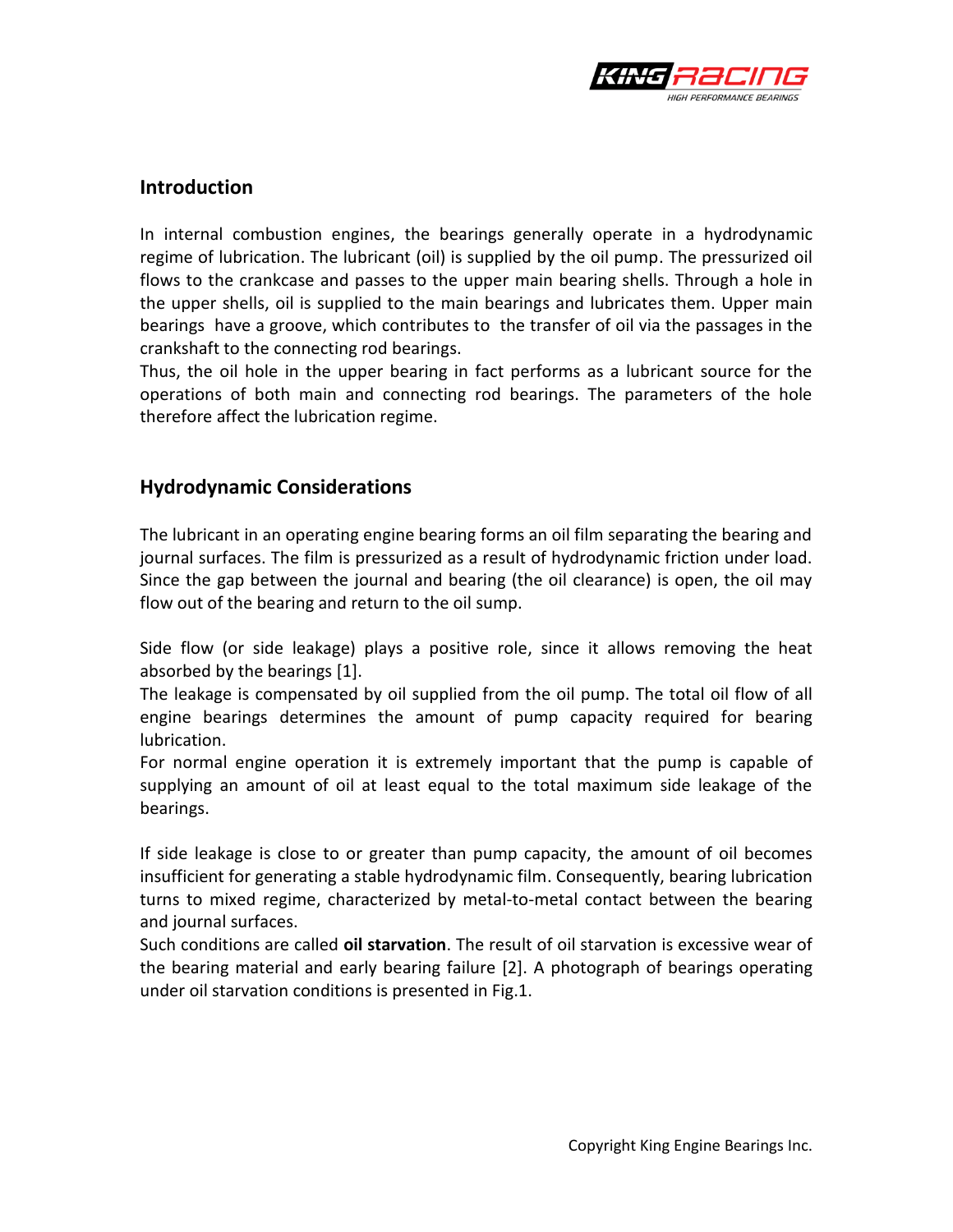## Introduction

In internal combustion engines, the bearings generally operate in a hydrodynamic regime of lubrication. The lubricant (oil) is supplied by the oil pump. The pressurized oil flows to the crankcase and passes to the upper main bearing shells. Through a hole in the upper shells, oil is supplied to the main bearings and lubricates them. Upper main bearings have a groove, which contributes to the transfer of oil via the passages in the crankshaft to the connecting rod bearings.

Thus, the oil hole in the upper bearing in fact performs as a lubricant source for the operations of both main and connecting rod bearings. The parameters of the hole therefore affect the lubrication regime.

## Hydrodynamic Considerations

The lubricant in an operating engine bearing forms an oil film separating the bearing and journal surfaces. The film is pressurized as a result of hydrodynamic friction under load. Since the gap between the journal and bearing (the oil clearance) is open, the oil may flow out of the bearing and return to the oil sump.

Side flow (or side leakage) plays a positive role, since it allows removing the heat absorbed by the bearings [1].

The leakage is compensated by oil supplied from the oil pump. The total oil flow of all engine bearings determines the amount of pump capacity required for bearing lubrication.

For normal engine operation it is extremely important that the pump is capable of supplying an amount of oil at least equal to the total maximum side leakage of the bearings.

If side leakage is close to or greater than pump capacity, the amount of oil becomes insufficient for generating a stable hydrodynamic film. Consequently, bearing lubrication turns to mixed regime, characterized by metal-to-metal contact between the bearing and journal surfaces.

Such conditions are called **oil starvation**. The result of oil starvation is excessive wear of the bearing material and early bearing failure [2]. A photograph of bearings operating under oil starvation conditions is presented in Fig.1.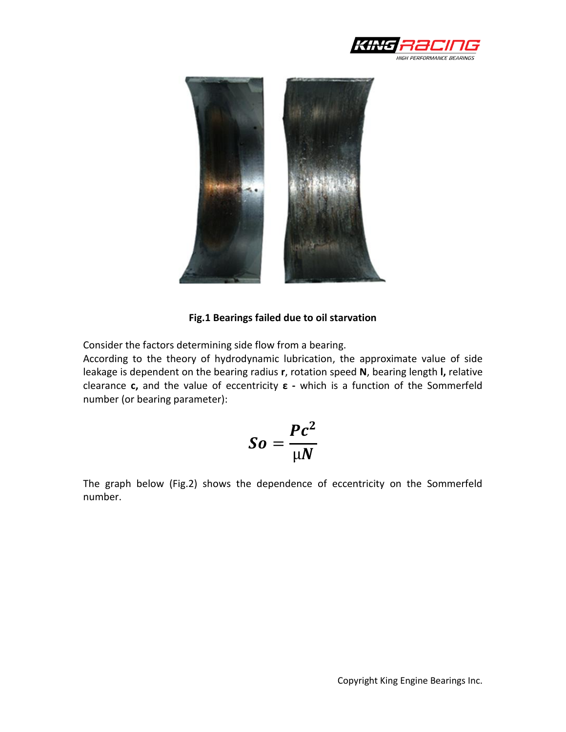**Fig.1 Bearings failed due to oil starvation**

Consider the factors determining side flow from a bearing.

According to the theory of hydrodynamic lubrication, the approximate value of side leakage is dependent on the bearing radius **r**, rotation speed **N**, bearing length **l,** relative clearance **c,** and the value of eccentricity **ε -** which is a function of the Sommerfeld number (or bearing parameter):

$$So = \frac{Pc^2}{\mu N}$$

The graph below (Fig.2) shows the dependence of eccentricity on the Sommerfeld number.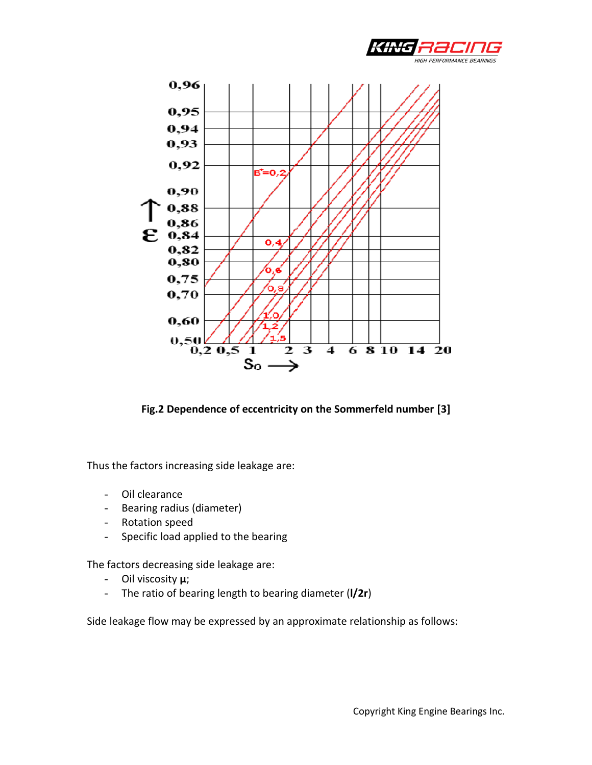**Fig.2 Dependence of eccentricity on the Sommerfeld number [3]**

Thus the factors increasing side leakage are:

- Oil clearance
- Bearing radius (diameter)
- Rotation speed
- Specific load applied to the bearing

The factors decreasing side leakage are:

- Oil viscosity **μ**;
- The ratio of bearing length to bearing diameter (**l/2r**)

Side leakage flow may be expressed by an approximate relationship as follows: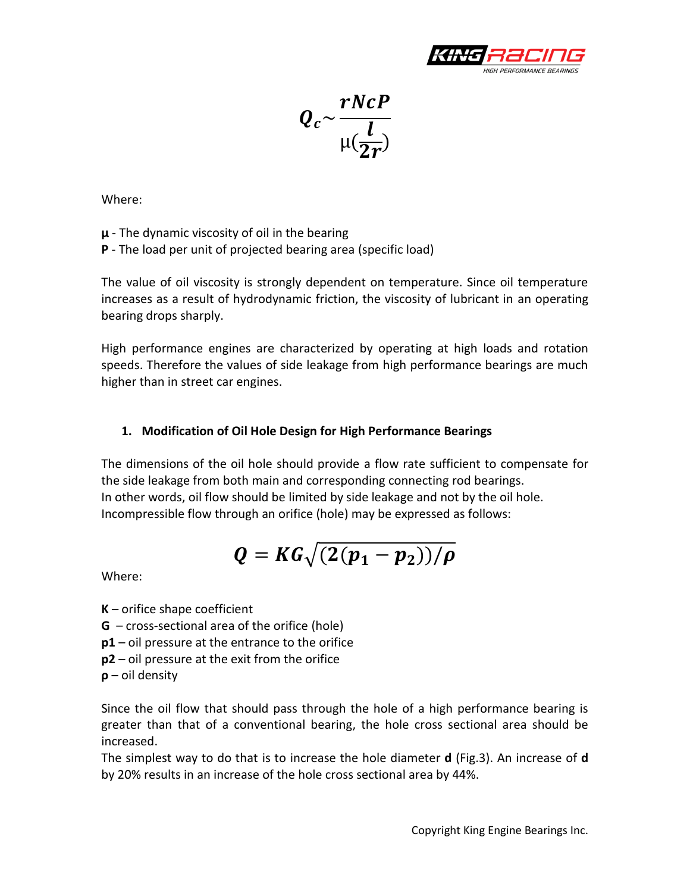$$Q_c \sim \frac{rNcP}{\mu\left(\frac{l}{2r}\right)}$$

Where:

**μ** - The dynamic viscosity of oil in the bearing
**P** - The load per unit of projected bearing area (specific load)

The value of oil viscosity is strongly dependent on temperature. Since oil temperature increases as a result of hydrodynamic friction, the viscosity of lubricant in an operating bearing drops sharply.

High performance engines are characterized by operating at high loads and rotation speeds. Therefore the values of side leakage from high performance bearings are much higher than in street car engines.

## 1. Modification of Oil Hole Design for High Performance Bearings

The dimensions of the oil hole should provide a flow rate sufficient to compensate for the side leakage from both main and corresponding connecting rod bearings.
In other words, oil flow should be limited by side leakage and not by the oil hole.
Incompressible flow through an orifice (hole) may be expressed as follows:

$$Q = KG\sqrt{(2(p_1 - p_2))/\rho}$$

Where:

**K** – orifice shape coefficient
**G** – cross-sectional area of the orifice (hole)
**p1** – oil pressure at the entrance to the orifice
**p2** – oil pressure at the exit from the orifice
**ρ** – oil density

Since the oil flow that should pass through the hole of a high performance bearing is greater than that of a conventional bearing, the hole cross sectional area should be increased.
The simplest way to do that is to increase the hole diameter **d** (Fig.3). An increase of **d** by 20% results in an increase of the hole cross sectional area by 44%.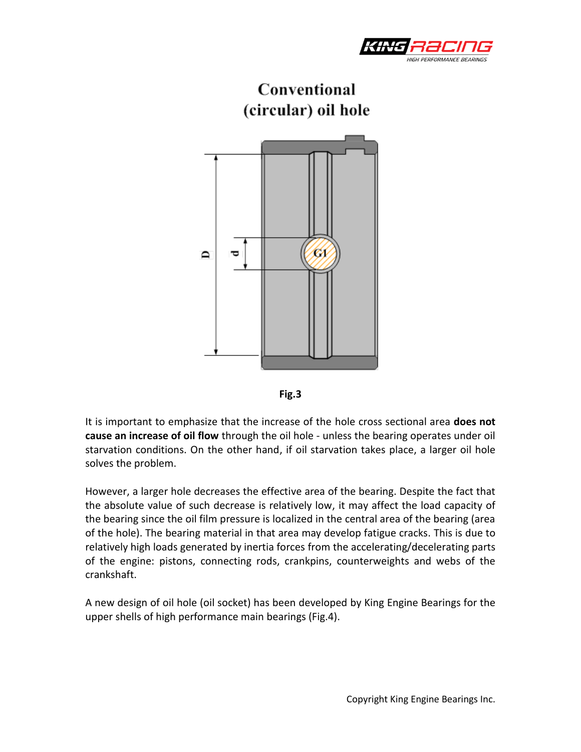## Conventional (circular) oil hole

Fig.3

It is important to emphasize that the increase of the hole cross sectional area **does not cause an increase of oil flow** through the oil hole - unless the bearing operates under oil starvation conditions. On the other hand, if oil starvation takes place, a larger oil hole solves the problem.

However, a larger hole decreases the effective area of the bearing. Despite the fact that the absolute value of such decrease is relatively low, it may affect the load capacity of the bearing since the oil film pressure is localized in the central area of the bearing (area of the hole). The bearing material in that area may develop fatigue cracks. This is due to relatively high loads generated by inertia forces from the accelerating/decelerating parts of the engine: pistons, connecting rods, crankpins, counterweights and webs of the crankshaft.

A new design of oil hole (oil socket) has been developed by King Engine Bearings for the upper shells of high performance main bearings (Fig.4).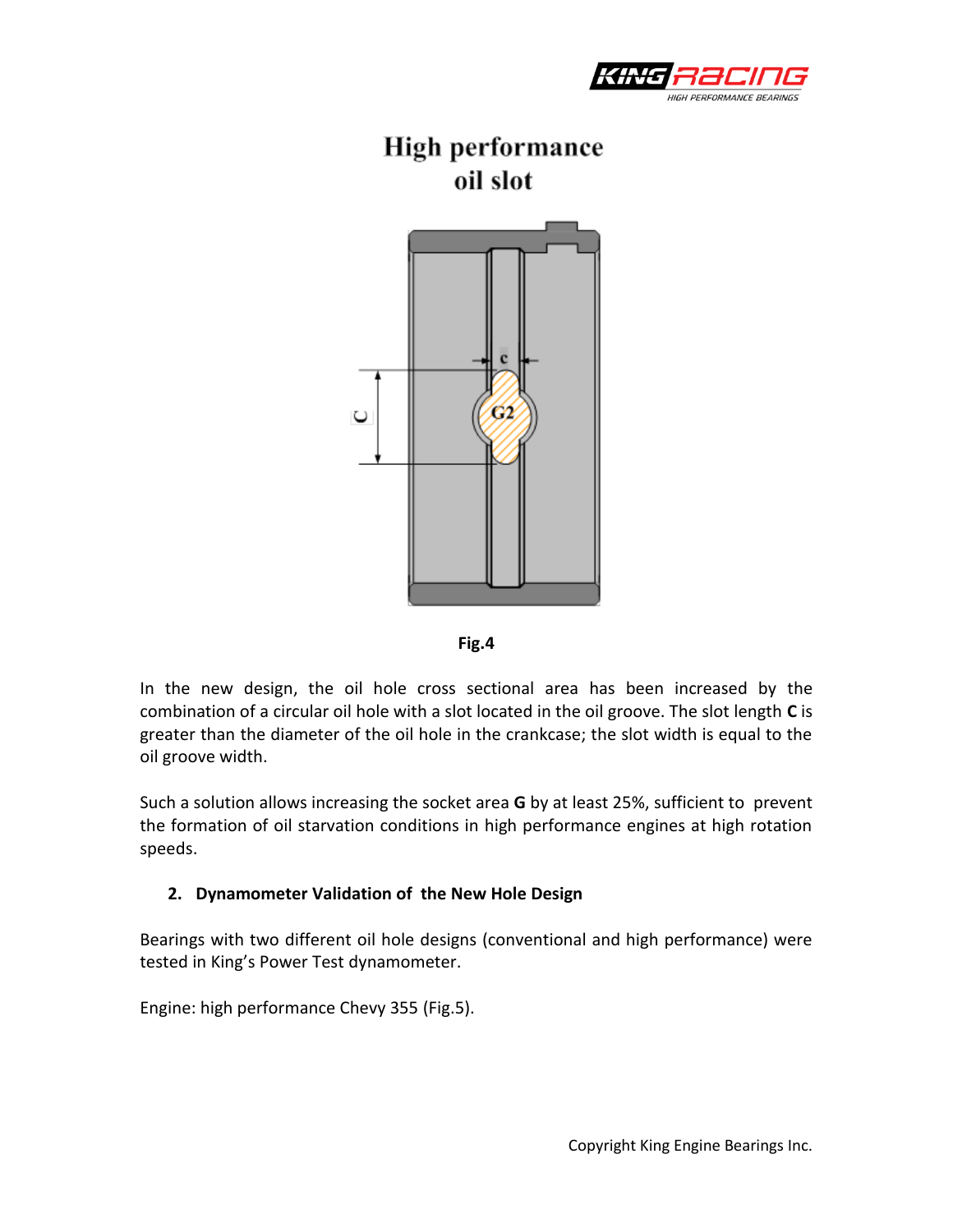**High performance oil slot**

**Fig.4**

In the new design, the oil hole cross sectional area has been increased by the combination of a circular oil hole with a slot located in the oil groove. The slot length **C** is greater than the diameter of the oil hole in the crankcase; the slot width is equal to the oil groove width.

Such a solution allows increasing the socket area **G** by at least 25%, sufficient to prevent the formation of oil starvation conditions in high performance engines at high rotation speeds.

## 2. Dynamometer Validation of the New Hole Design

Bearings with two different oil hole designs (conventional and high performance) were tested in King's Power Test dynamometer.

Engine: high performance Chevy 355 (Fig.5).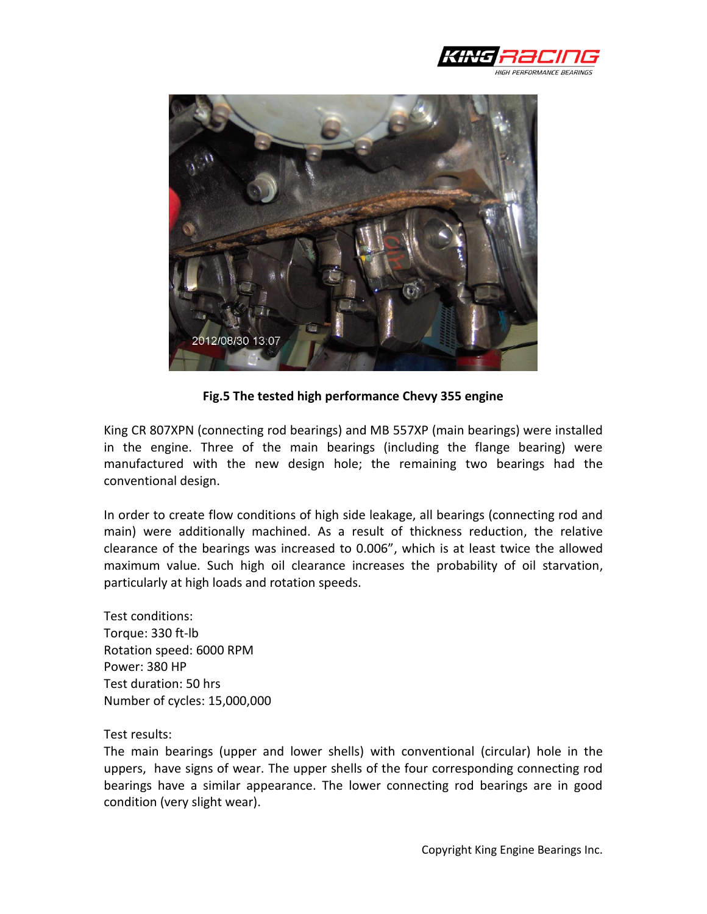**Fig.5 The tested high performance Chevy 355 engine**

King CR 807XPN (connecting rod bearings) and MB 557XP (main bearings) were installed in the engine. Three of the main bearings (including the flange bearing) were manufactured with the new design hole; the remaining two bearings had the conventional design.

In order to create flow conditions of high side leakage, all bearings (connecting rod and main) were additionally machined. As a result of thickness reduction, the relative clearance of the bearings was increased to 0.006", which is at least twice the allowed maximum value. Such high oil clearance increases the probability of oil starvation, particularly at high loads and rotation speeds.

Test conditions:
Torque: 330 ft-lb
Rotation speed: 6000 RPM
Power: 380 HP
Test duration: 50 hrs
Number of cycles: 15,000,000

Test results:
The main bearings (upper and lower shells) with conventional (circular) hole in the uppers, have signs of wear. The upper shells of the four corresponding connecting rod bearings have a similar appearance. The lower connecting rod bearings are in good condition (very slight wear).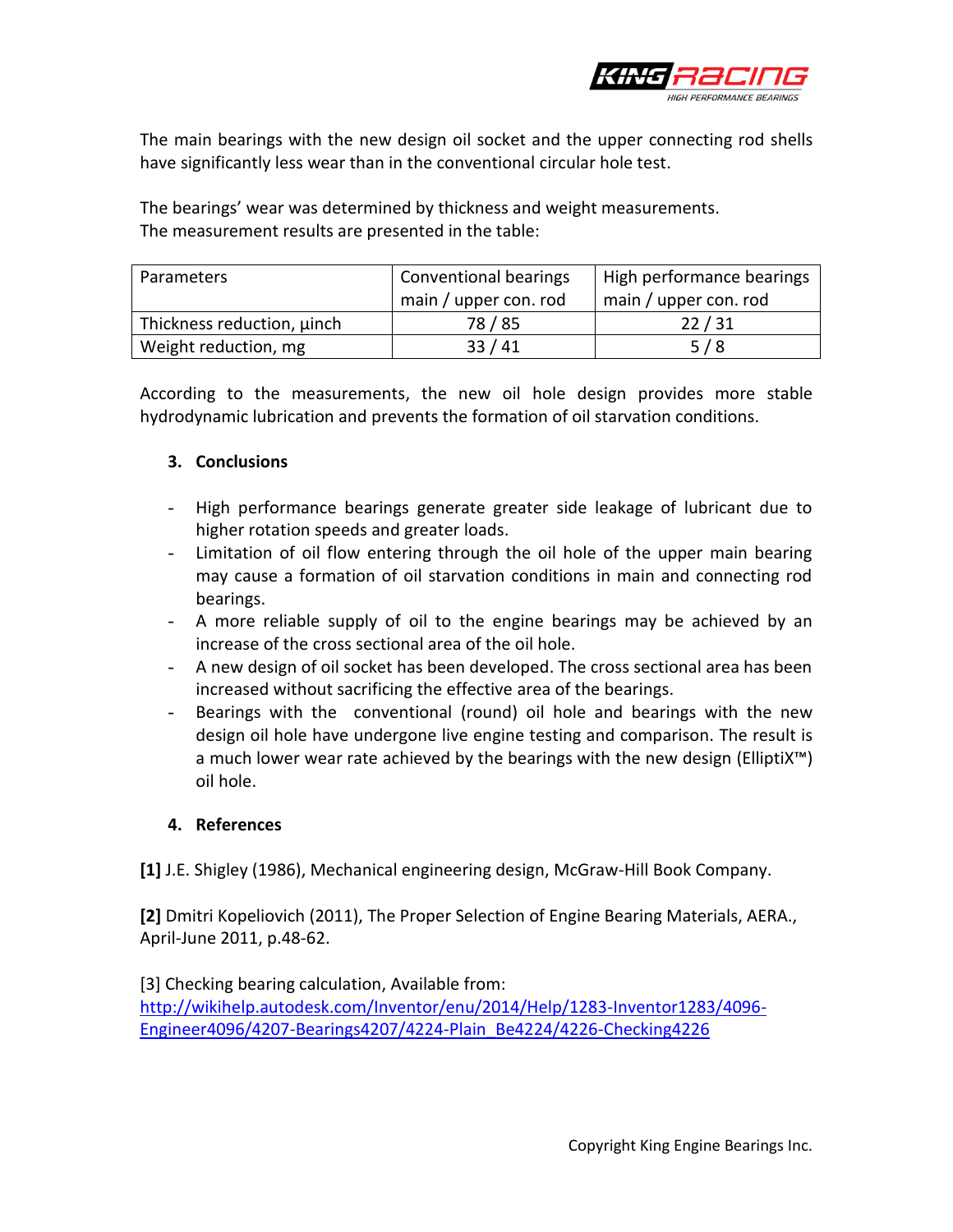The main bearings with the new design oil socket and the upper connecting rod shells have significantly less wear than in the conventional circular hole test.

The bearings' wear was determined by thickness and weight measurements.
The measurement results are presented in the table:

| Parameters | Conventional bearings main / upper con. rod | High performance bearings main / upper con. rod |
|---|---|---|
| Thickness reduction, µinch | 78 / 85 | 22 / 31 |
| Weight reduction, mg | 33 / 41 | 5 / 8 |

According to the measurements, the new oil hole design provides more stable hydrodynamic lubrication and prevents the formation of oil starvation conditions.

## 3. Conclusions

- High performance bearings generate greater side leakage of lubricant due to higher rotation speeds and greater loads.
- Limitation of oil flow entering through the oil hole of the upper main bearing may cause a formation of oil starvation conditions in main and connecting rod bearings.
- A more reliable supply of oil to the engine bearings may be achieved by an increase of the cross sectional area of the oil hole.
- A new design of oil socket has been developed. The cross sectional area has been increased without sacrificing the effective area of the bearings.
- Bearings with the conventional (round) oil hole and bearings with the new design oil hole have undergone live engine testing and comparison. The result is a much lower wear rate achieved by the bearings with the new design (ElliptiX™) oil hole.

## 4. References

**[1]** J.E. Shigley (1986), Mechanical engineering design, McGraw-Hill Book Company.

**[2]** Dmitri Kopeliovich (2011), The Proper Selection of Engine Bearing Materials, AERA., April-June 2011, p.48-62.

[3] Checking bearing calculation, Available from:
http://wikihelp.autodesk.com/Inventor/enu/2014/Help/1283-Inventor1283/4096-Engineer4096/4207-Bearings4207/4224-Plain_Be4224/4226-Checking4226

Copyright King Engine Bearings Inc.